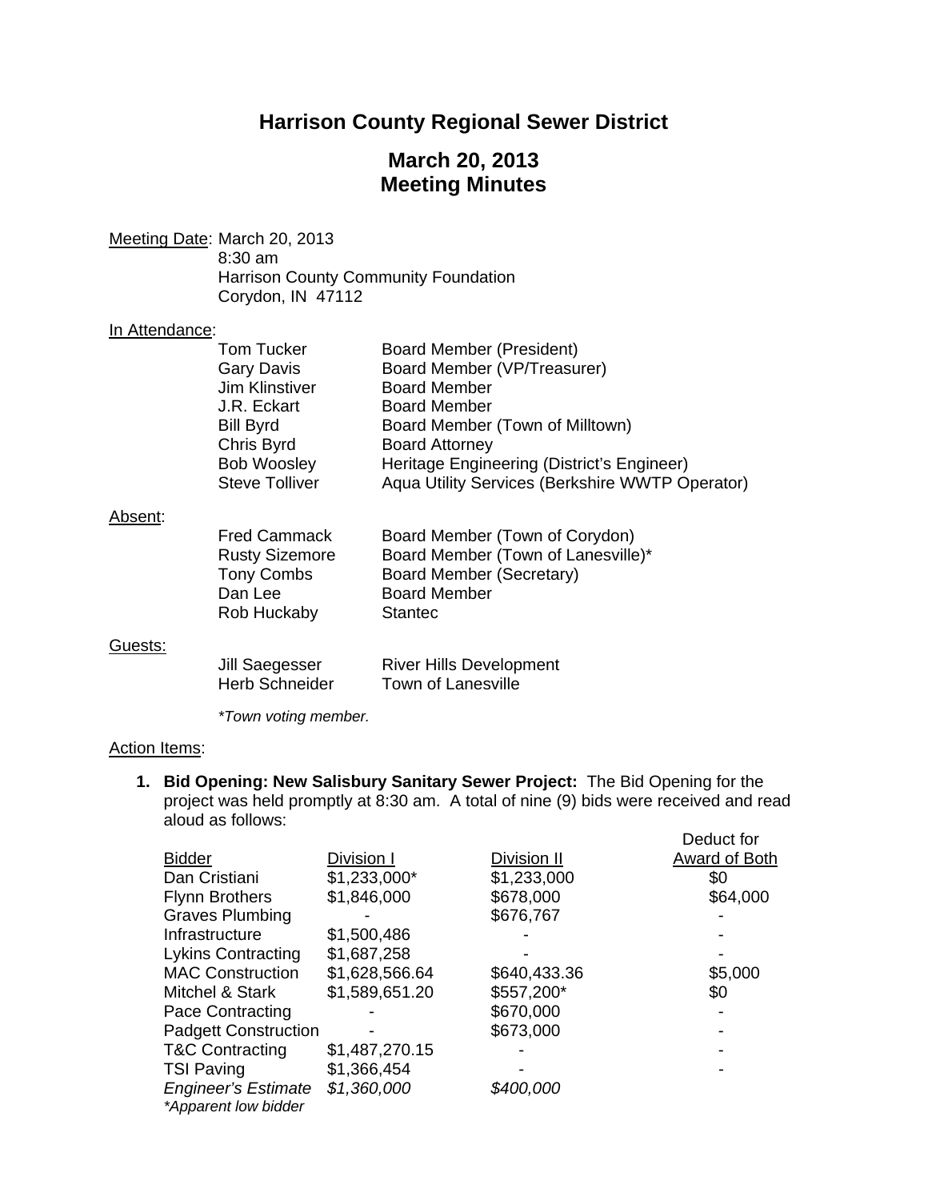# Harrison County Regional Sewer District

## March 20, 2013
## Meeting Minutes

Meeting Date: March 20, 2013
8:30 am
Harrison County Community Foundation
Corydon, IN 47112

In Attendance:

| | |
|---|---|
| Tom Tucker | Board Member (President) |
| Gary Davis | Board Member (VP/Treasurer) |
| Jim Klinstiver | Board Member |
| J.R. Eckart | Board Member |
| Bill Byrd | Board Member (Town of Milltown) |
| Chris Byrd | Board Attorney |
| Bob Woosley | Heritage Engineering (District's Engineer) |
| Steve Tolliver | Aqua Utility Services (Berkshire WWTP Operator) |

Absent:

| | |
|---|---|
| Fred Cammack | Board Member (Town of Corydon) |
| Rusty Sizemore | Board Member (Town of Lanesville)* |
| Tony Combs | Board Member (Secretary) |
| Dan Lee | Board Member |
| Rob Huckaby | Stantec |

Guests:

| | |
|---|---|
| Jill Saegesser | River Hills Development |
| Herb Schneider | Town of Lanesville |

*\*Town voting member.*

Action Items:

1. **Bid Opening: New Salisbury Sanitary Sewer Project:** The Bid Opening for the project was held promptly at 8:30 am. A total of nine (9) bids were received and read aloud as follows:

| Bidder | Division I | Division II | Deduct for Award of Both |
|---|---|---|---|
| Dan Cristiani | $1,233,000* | $1,233,000 | $0 |
| Flynn Brothers | $1,846,000 | $678,000 | $64,000 |
| Graves Plumbing | - | $676,767 | - |
| Infrastructure | $1,500,486 | - | - |
| Lykins Contracting | $1,687,258 | - | - |
| MAC Construction | $1,628,566.64 | $640,433.36 | $5,000 |
| Mitchel & Stark | $1,589,651.20 | $557,200* | $0 |
| Pace Contracting | - | $670,000 | - |
| Padgett Construction | - | $673,000 | - |
| T&C Contracting | $1,487,270.15 | - | - |
| TSI Paving | $1,366,454 | - | - |
| *Engineer's Estimate* | *$1,360,000* | *$400,000* | |

*\*Apparent low bidder*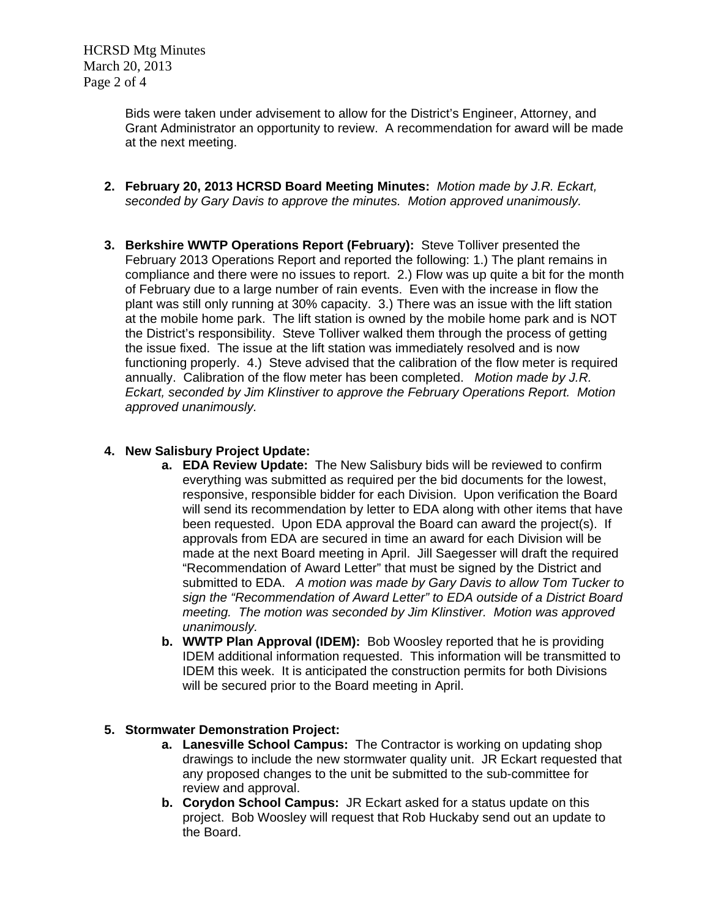Bids were taken under advisement to allow for the District's Engineer, Attorney, and Grant Administrator an opportunity to review. A recommendation for award will be made at the next meeting.

2. **February 20, 2013 HCRSD Board Meeting Minutes:** *Motion made by J.R. Eckart, seconded by Gary Davis to approve the minutes. Motion approved unanimously.*

3. **Berkshire WWTP Operations Report (February):** Steve Tolliver presented the February 2013 Operations Report and reported the following: 1.) The plant remains in compliance and there were no issues to report. 2.) Flow was up quite a bit for the month of February due to a large number of rain events. Even with the increase in flow the plant was still only running at 30% capacity. 3.) There was an issue with the lift station at the mobile home park. The lift station is owned by the mobile home park and is NOT the District's responsibility. Steve Tolliver walked them through the process of getting the issue fixed. The issue at the lift station was immediately resolved and is now functioning properly. 4.) Steve advised that the calibration of the flow meter is required annually. Calibration of the flow meter has been completed. *Motion made by J.R. Eckart, seconded by Jim Klinstiver to approve the February Operations Report. Motion approved unanimously.*

4. **New Salisbury Project Update:**
   a. **EDA Review Update:** The New Salisbury bids will be reviewed to confirm everything was submitted as required per the bid documents for the lowest, responsive, responsible bidder for each Division. Upon verification the Board will send its recommendation by letter to EDA along with other items that have been requested. Upon EDA approval the Board can award the project(s). If approvals from EDA are secured in time an award for each Division will be made at the next Board meeting in April. Jill Saegesser will draft the required "Recommendation of Award Letter" that must be signed by the District and submitted to EDA. *A motion was made by Gary Davis to allow Tom Tucker to sign the "Recommendation of Award Letter" to EDA outside of a District Board meeting. The motion was seconded by Jim Klinstiver. Motion was approved unanimously.*
   b. **WWTP Plan Approval (IDEM):** Bob Woosley reported that he is providing IDEM additional information requested. This information will be transmitted to IDEM this week. It is anticipated the construction permits for both Divisions will be secured prior to the Board meeting in April.

5. **Stormwater Demonstration Project:**
   a. **Lanesville School Campus:** The Contractor is working on updating shop drawings to include the new stormwater quality unit. JR Eckart requested that any proposed changes to the unit be submitted to the sub-committee for review and approval.
   b. **Corydon School Campus:** JR Eckart asked for a status update on this project. Bob Woosley will request that Rob Huckaby send out an update to the Board.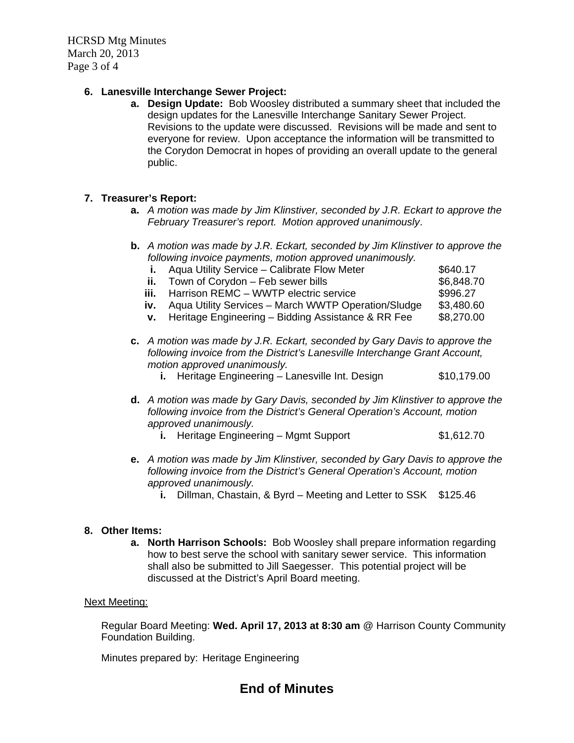6. **Lanesville Interchange Sewer Project:**
   a. **Design Update:** Bob Woosley distributed a summary sheet that included the design updates for the Lanesville Interchange Sanitary Sewer Project. Revisions to the update were discussed. Revisions will be made and sent to everyone for review. Upon acceptance the information will be transmitted to the Corydon Democrat in hopes of providing an overall update to the general public.

7. **Treasurer's Report:**
   a. *A motion was made by Jim Klinstiver, seconded by J.R. Eckart to approve the February Treasurer's report. Motion approved unanimously*.

   b. *A motion was made by J.R. Eckart, seconded by Jim Klinstiver to approve the following invoice payments, motion approved unanimously.*
      i. Aqua Utility Service – Calibrate Flow Meter $640.17
      ii. Town of Corydon – Feb sewer bills $6,848.70
      iii. Harrison REMC – WWTP electric service $996.27
      iv. Aqua Utility Services – March WWTP Operation/Sludge $3,480.60
      v. Heritage Engineering – Bidding Assistance & RR Fee $8,270.00

   c. *A motion was made by J.R. Eckart, seconded by Gary Davis to approve the following invoice from the District's Lanesville Interchange Grant Account, motion approved unanimously.*
      i. Heritage Engineering – Lanesville Int. Design $10,179.00

   d. *A motion was made by Gary Davis, seconded by Jim Klinstiver to approve the following invoice from the District's General Operation's Account, motion approved unanimously.*
      i. Heritage Engineering – Mgmt Support $1,612.70

   e. *A motion was made by Jim Klinstiver, seconded by Gary Davis to approve the following invoice from the District's General Operation's Account, motion approved unanimously.*
      i. Dillman, Chastain, & Byrd – Meeting and Letter to SSK $125.46

8. **Other Items:**
   a. **North Harrison Schools:** Bob Woosley shall prepare information regarding how to best serve the school with sanitary sewer service. This information shall also be submitted to Jill Saegesser. This potential project will be discussed at the District's April Board meeting.

Next Meeting:

Regular Board Meeting: **Wed. April 17, 2013 at 8:30 am** @ Harrison County Community Foundation Building.

Minutes prepared by: Heritage Engineering

## End of Minutes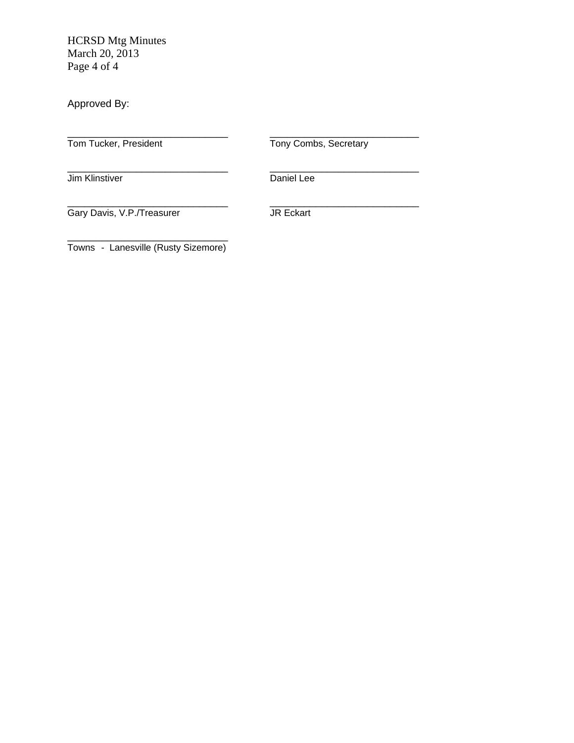Approved By:

| | |
|---|---|
| ______________________________ | ______________________________ |
| Tom Tucker, President | Tony Combs, Secretary |
| ______________________________ | ______________________________ |
| Jim Klinstiver | Daniel Lee |
| ______________________________ | ______________________________ |
| Gary Davis, V.P./Treasurer | JR Eckart |
| ______________________________ | |
| Towns - Lanesville (Rusty Sizemore) | |